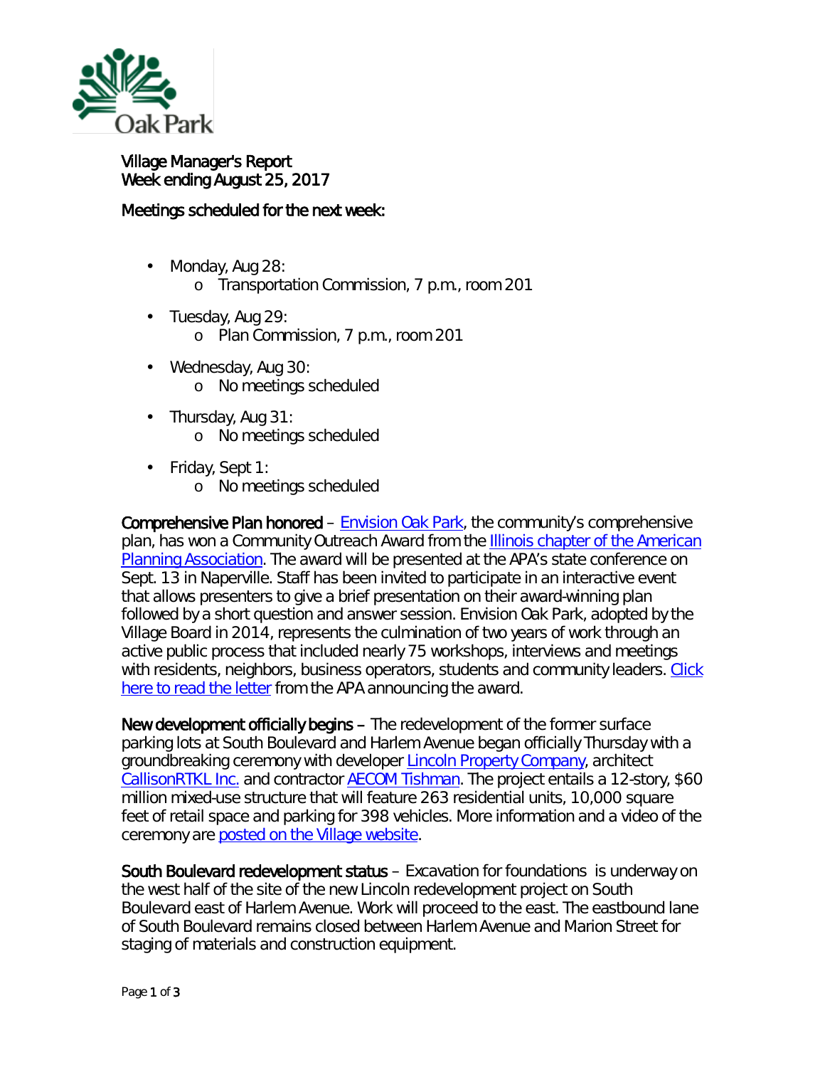Village Manager's Report
Week ending August 25, 2017

Meetings scheduled for the next week:

- Monday, Aug 28:
  - Transportation Commission, 7 p.m., room 201
- Tuesday, Aug 29:
  - Plan Commission, 7 p.m., room 201
- Wednesday, Aug 30:
  - No meetings scheduled
- Thursday, Aug 31:
  - No meetings scheduled
- Friday, Sept 1:
  - No meetings scheduled

**Comprehensive Plan honored** – Envision Oak Park, the community's comprehensive plan, has won a Community Outreach Award from the Illinois chapter of the American Planning Association. The award will be presented at the APA's state conference on Sept. 13 in Naperville. Staff has been invited to participate in an interactive event that allows presenters to give a brief presentation on their award-winning plan followed by a short question and answer session. Envision Oak Park, adopted by the Village Board in 2014, represents the culmination of two years of work through an active public process that included nearly 75 workshops, interviews and meetings with residents, neighbors, business operators, students and community leaders. Click here to read the letter from the APA announcing the award.

**New development officially begins** – The redevelopment of the former surface parking lots at South Boulevard and Harlem Avenue began officially Thursday with a groundbreaking ceremony with developer Lincoln Property Company, architect CallisonRTKL Inc. and contractor AECOM Tishman. The project entails a 12-story, $60 million mixed-use structure that will feature 263 residential units, 10,000 square feet of retail space and parking for 398 vehicles. More information and a video of the ceremony are posted on the Village website.

**South Boulevard redevelopment status** – Excavation for foundations is underway on the west half of the site of the new Lincoln redevelopment project on South Boulevard east of Harlem Avenue. Work will proceed to the east. The eastbound lane of South Boulevard remains closed between Harlem Avenue and Marion Street for staging of materials and construction equipment.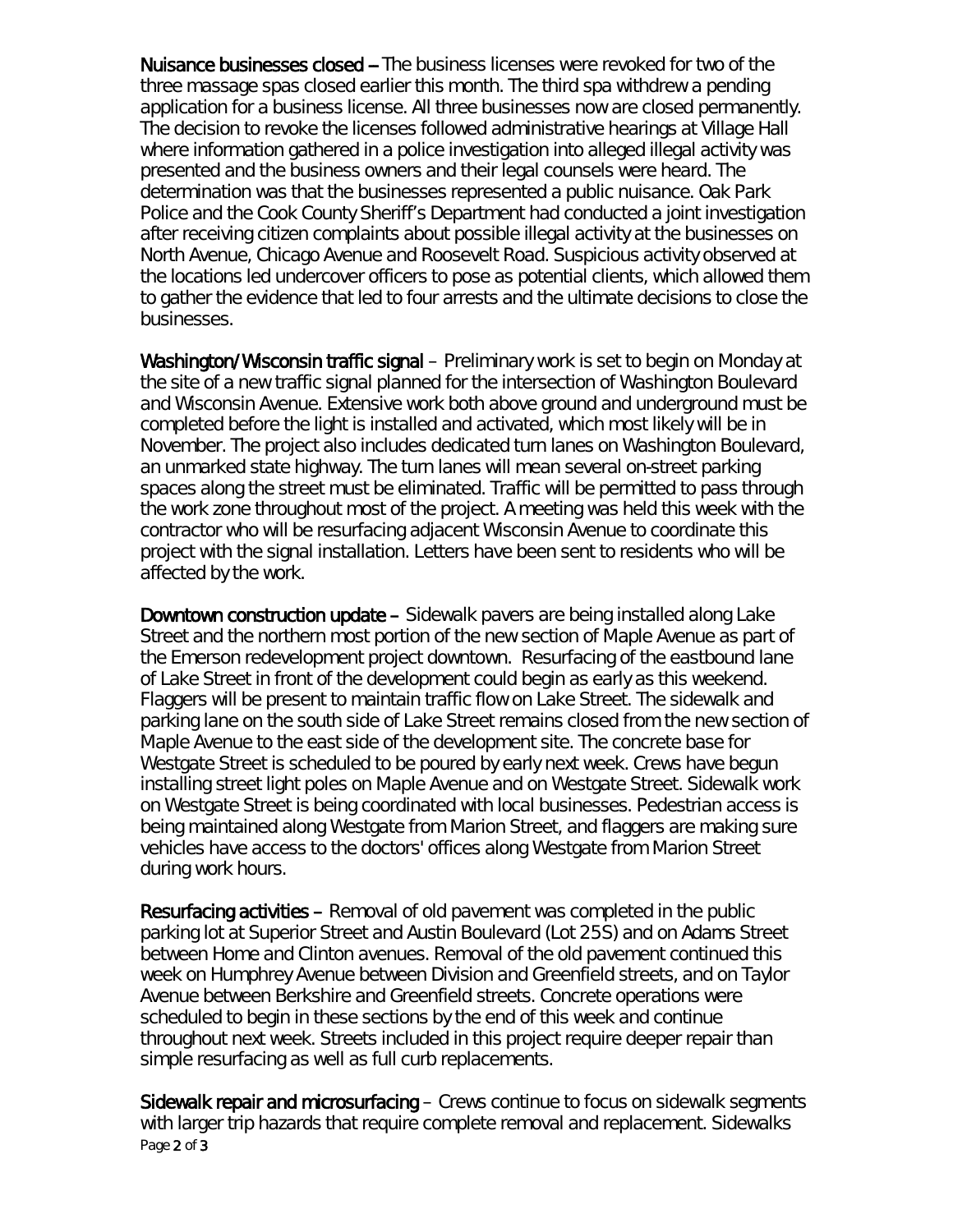**Nuisance businesses closed** – The business licenses were revoked for two of the three massage spas closed earlier this month. The third spa withdrew a pending application for a business license. All three businesses now are closed permanently. The decision to revoke the licenses followed administrative hearings at Village Hall where information gathered in a police investigation into alleged illegal activity was presented and the business owners and their legal counsels were heard. The determination was that the businesses represented a public nuisance. Oak Park Police and the Cook County Sheriff's Department had conducted a joint investigation after receiving citizen complaints about possible illegal activity at the businesses on North Avenue, Chicago Avenue and Roosevelt Road. Suspicious activity observed at the locations led undercover officers to pose as potential clients, which allowed them to gather the evidence that led to four arrests and the ultimate decisions to close the businesses.

**Washington/Wisconsin traffic signal** – Preliminary work is set to begin on Monday at the site of a new traffic signal planned for the intersection of Washington Boulevard and Wisconsin Avenue. Extensive work both above ground and underground must be completed before the light is installed and activated, which most likely will be in November. The project also includes dedicated turn lanes on Washington Boulevard, an unmarked state highway. The turn lanes will mean several on-street parking spaces along the street must be eliminated. Traffic will be permitted to pass through the work zone throughout most of the project. A meeting was held this week with the contractor who will be resurfacing adjacent Wisconsin Avenue to coordinate this project with the signal installation. Letters have been sent to residents who will be affected by the work.

**Downtown construction update** – Sidewalk pavers are being installed along Lake Street and the northern most portion of the new section of Maple Avenue as part of the Emerson redevelopment project downtown. Resurfacing of the eastbound lane of Lake Street in front of the development could begin as early as this weekend. Flaggers will be present to maintain traffic flow on Lake Street. The sidewalk and parking lane on the south side of Lake Street remains closed from the new section of Maple Avenue to the east side of the development site. The concrete base for Westgate Street is scheduled to be poured by early next week. Crews have begun installing street light poles on Maple Avenue and on Westgate Street. Sidewalk work on Westgate Street is being coordinated with local businesses. Pedestrian access is being maintained along Westgate from Marion Street, and flaggers are making sure vehicles have access to the doctors' offices along Westgate from Marion Street during work hours.

**Resurfacing activities** – Removal of old pavement was completed in the public parking lot at Superior Street and Austin Boulevard (Lot 25S) and on Adams Street between Home and Clinton avenues. Removal of the old pavement continued this week on Humphrey Avenue between Division and Greenfield streets, and on Taylor Avenue between Berkshire and Greenfield streets. Concrete operations were scheduled to begin in these sections by the end of this week and continue throughout next week. Streets included in this project require deeper repair than simple resurfacing as well as full curb replacements.

**Sidewalk repair and microsurfacing** – Crews continue to focus on sidewalk segments with larger trip hazards that require complete removal and replacement. Sidewalks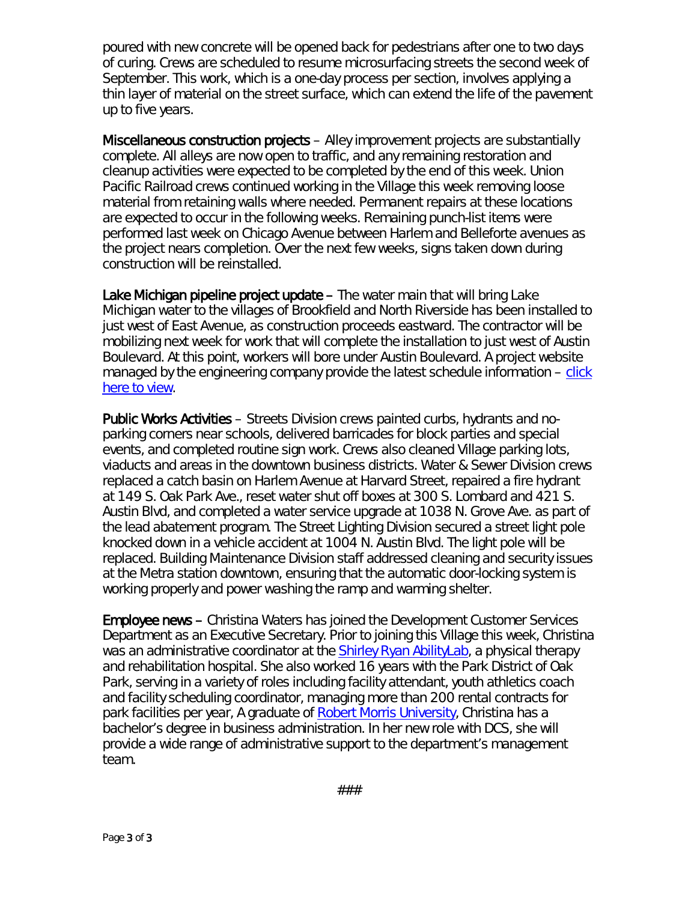poured with new concrete will be opened back for pedestrians after one to two days of curing. Crews are scheduled to resume microsurfacing streets the second week of September. This work, which is a one-day process per section, involves applying a thin layer of material on the street surface, which can extend the life of the pavement up to five years.

**Miscellaneous construction projects** – Alley improvement projects are substantially complete. All alleys are now open to traffic, and any remaining restoration and cleanup activities were expected to be completed by the end of this week. Union Pacific Railroad crews continued working in the Village this week removing loose material from retaining walls where needed. Permanent repairs at these locations are expected to occur in the following weeks. Remaining punch-list items were performed last week on Chicago Avenue between Harlem and Belleforte avenues as the project nears completion. Over the next few weeks, signs taken down during construction will be reinstalled.

**Lake Michigan pipeline project update** – The water main that will bring Lake Michigan water to the villages of Brookfield and North Riverside has been installed to just west of East Avenue, as construction proceeds eastward. The contractor will be mobilizing next week for work that will complete the installation to just west of Austin Boulevard. At this point, workers will bore under Austin Boulevard. A project website managed by the engineering company provide the latest schedule information – click here to view.

**Public Works Activities** – Streets Division crews painted curbs, hydrants and no-parking corners near schools, delivered barricades for block parties and special events, and completed routine sign work. Crews also cleaned Village parking lots, viaducts and areas in the downtown business districts. Water & Sewer Division crews replaced a catch basin on Harlem Avenue at Harvard Street, repaired a fire hydrant at 149 S. Oak Park Ave., reset water shut off boxes at 300 S. Lombard and 421 S. Austin Blvd, and completed a water service upgrade at 1038 N. Grove Ave. as part of the lead abatement program. The Street Lighting Division secured a street light pole knocked down in a vehicle accident at 1004 N. Austin Blvd. The light pole will be replaced. Building Maintenance Division staff addressed cleaning and security issues at the Metra station downtown, ensuring that the automatic door-locking system is working properly and power washing the ramp and warming shelter.

**Employee news** – Christina Waters has joined the Development Customer Services Department as an Executive Secretary. Prior to joining this Village this week, Christina was an administrative coordinator at the Shirley Ryan AbilityLab, a physical therapy and rehabilitation hospital. She also worked 16 years with the Park District of Oak Park, serving in a variety of roles including facility attendant, youth athletics coach and facility scheduling coordinator, managing more than 200 rental contracts for park facilities per year, A graduate of Robert Morris University, Christina has a bachelor's degree in business administration. In her new role with DCS, she will provide a wide range of administrative support to the department's management team.

###